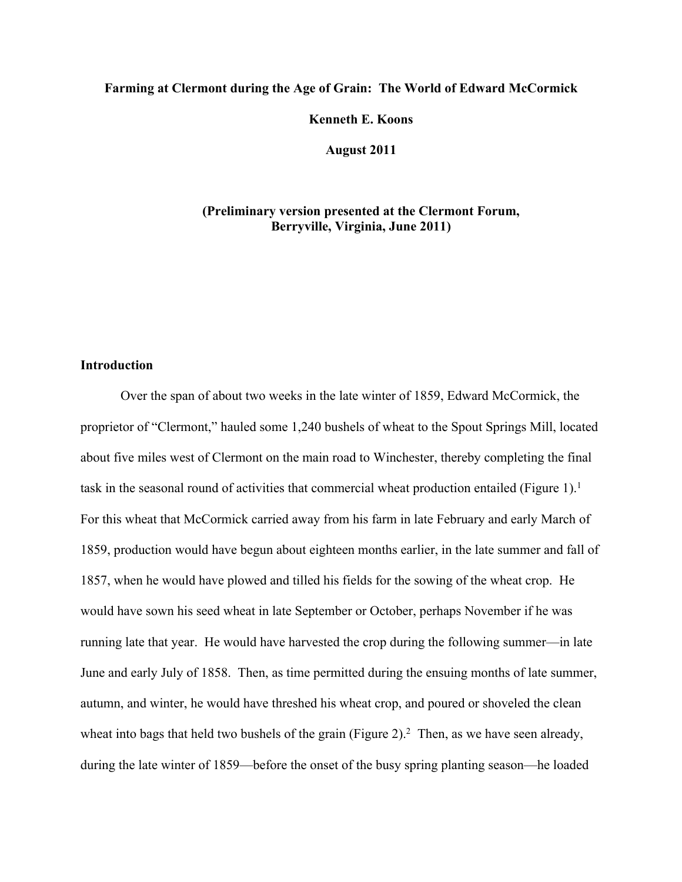# Farming at Clermont during the Age of Grain: The World of Edward McCormick

**Kenneth E. Koons**

**August 2011**

**(Preliminary version presented at the Clermont Forum, Berryville, Virginia, June 2011)**

## Introduction

Over the span of about two weeks in the late winter of 1859, Edward McCormick, the proprietor of "Clermont," hauled some 1,240 bushels of wheat to the Spout Springs Mill, located about five miles west of Clermont on the main road to Winchester, thereby completing the final task in the seasonal round of activities that commercial wheat production entailed (Figure 1).[1] For this wheat that McCormick carried away from his farm in late February and early March of 1859, production would have begun about eighteen months earlier, in the late summer and fall of 1857, when he would have plowed and tilled his fields for the sowing of the wheat crop. He would have sown his seed wheat in late September or October, perhaps November if he was running late that year. He would have harvested the crop during the following summer—in late June and early July of 1858. Then, as time permitted during the ensuing months of late summer, autumn, and winter, he would have threshed his wheat crop, and poured or shoveled the clean wheat into bags that held two bushels of the grain (Figure 2).[2] Then, as we have seen already, during the late winter of 1859—before the onset of the busy spring planting season—he loaded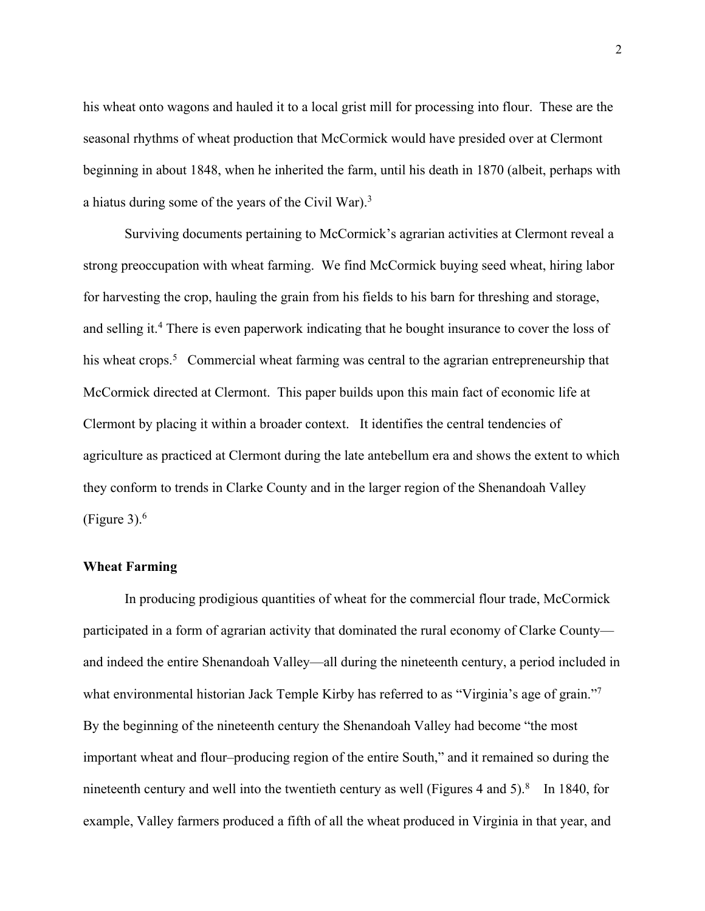his wheat onto wagons and hauled it to a local grist mill for processing into flour. These are the seasonal rhythms of wheat production that McCormick would have presided over at Clermont beginning in about 1848, when he inherited the farm, until his death in 1870 (albeit, perhaps with a hiatus during some of the years of the Civil War).[3]

Surviving documents pertaining to McCormick's agrarian activities at Clermont reveal a strong preoccupation with wheat farming. We find McCormick buying seed wheat, hiring labor for harvesting the crop, hauling the grain from his fields to his barn for threshing and storage, and selling it.[4] There is even paperwork indicating that he bought insurance to cover the loss of his wheat crops.[5] Commercial wheat farming was central to the agrarian entrepreneurship that McCormick directed at Clermont. This paper builds upon this main fact of economic life at Clermont by placing it within a broader context. It identifies the central tendencies of agriculture as practiced at Clermont during the late antebellum era and shows the extent to which they conform to trends in Clarke County and in the larger region of the Shenandoah Valley (Figure 3).[6]

**Wheat Farming**

In producing prodigious quantities of wheat for the commercial flour trade, McCormick participated in a form of agrarian activity that dominated the rural economy of Clarke County—and indeed the entire Shenandoah Valley—all during the nineteenth century, a period included in what environmental historian Jack Temple Kirby has referred to as "Virginia's age of grain."[7] By the beginning of the nineteenth century the Shenandoah Valley had become "the most important wheat and flour–producing region of the entire South," and it remained so during the nineteenth century and well into the twentieth century as well (Figures 4 and 5).[8] In 1840, for example, Valley farmers produced a fifth of all the wheat produced in Virginia in that year, and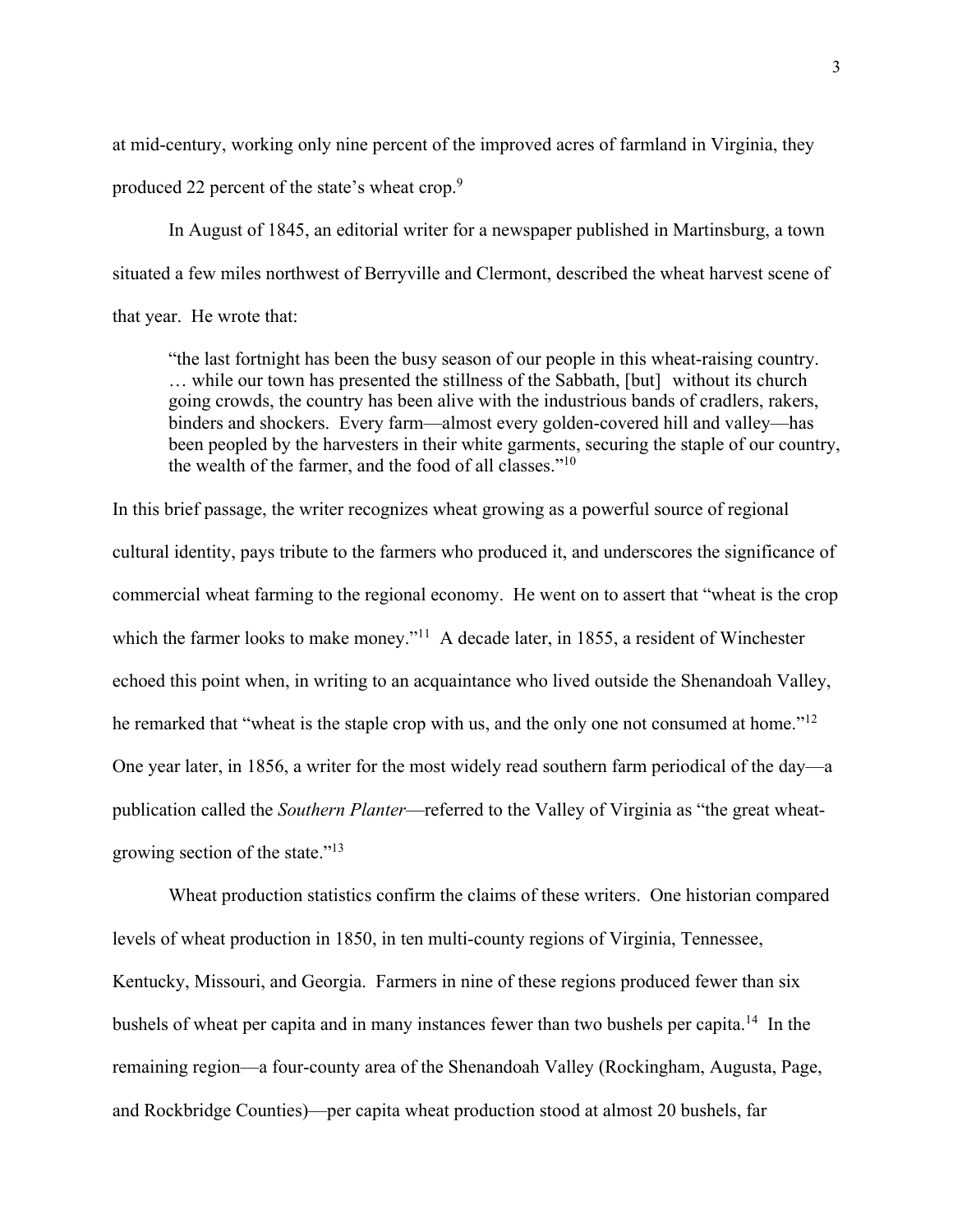at mid-century, working only nine percent of the improved acres of farmland in Virginia, they produced 22 percent of the state's wheat crop.[9]

In August of 1845, an editorial writer for a newspaper published in Martinsburg, a town situated a few miles northwest of Berryville and Clermont, described the wheat harvest scene of that year. He wrote that:

> "the last fortnight has been the busy season of our people in this wheat-raising country. … while our town has presented the stillness of the Sabbath, [but] without its church going crowds, the country has been alive with the industrious bands of cradlers, rakers, binders and shockers. Every farm—almost every golden-covered hill and valley—has been peopled by the harvesters in their white garments, securing the staple of our country, the wealth of the farmer, and the food of all classes."[10]

In this brief passage, the writer recognizes wheat growing as a powerful source of regional cultural identity, pays tribute to the farmers who produced it, and underscores the significance of commercial wheat farming to the regional economy. He went on to assert that "wheat is the crop which the farmer looks to make money."[11] A decade later, in 1855, a resident of Winchester echoed this point when, in writing to an acquaintance who lived outside the Shenandoah Valley, he remarked that "wheat is the staple crop with us, and the only one not consumed at home."[12] One year later, in 1856, a writer for the most widely read southern farm periodical of the day—a publication called the *Southern Planter*—referred to the Valley of Virginia as "the great wheat-growing section of the state."[13]

Wheat production statistics confirm the claims of these writers. One historian compared levels of wheat production in 1850, in ten multi-county regions of Virginia, Tennessee, Kentucky, Missouri, and Georgia. Farmers in nine of these regions produced fewer than six bushels of wheat per capita and in many instances fewer than two bushels per capita.[14] In the remaining region—a four-county area of the Shenandoah Valley (Rockingham, Augusta, Page, and Rockbridge Counties)—per capita wheat production stood at almost 20 bushels, far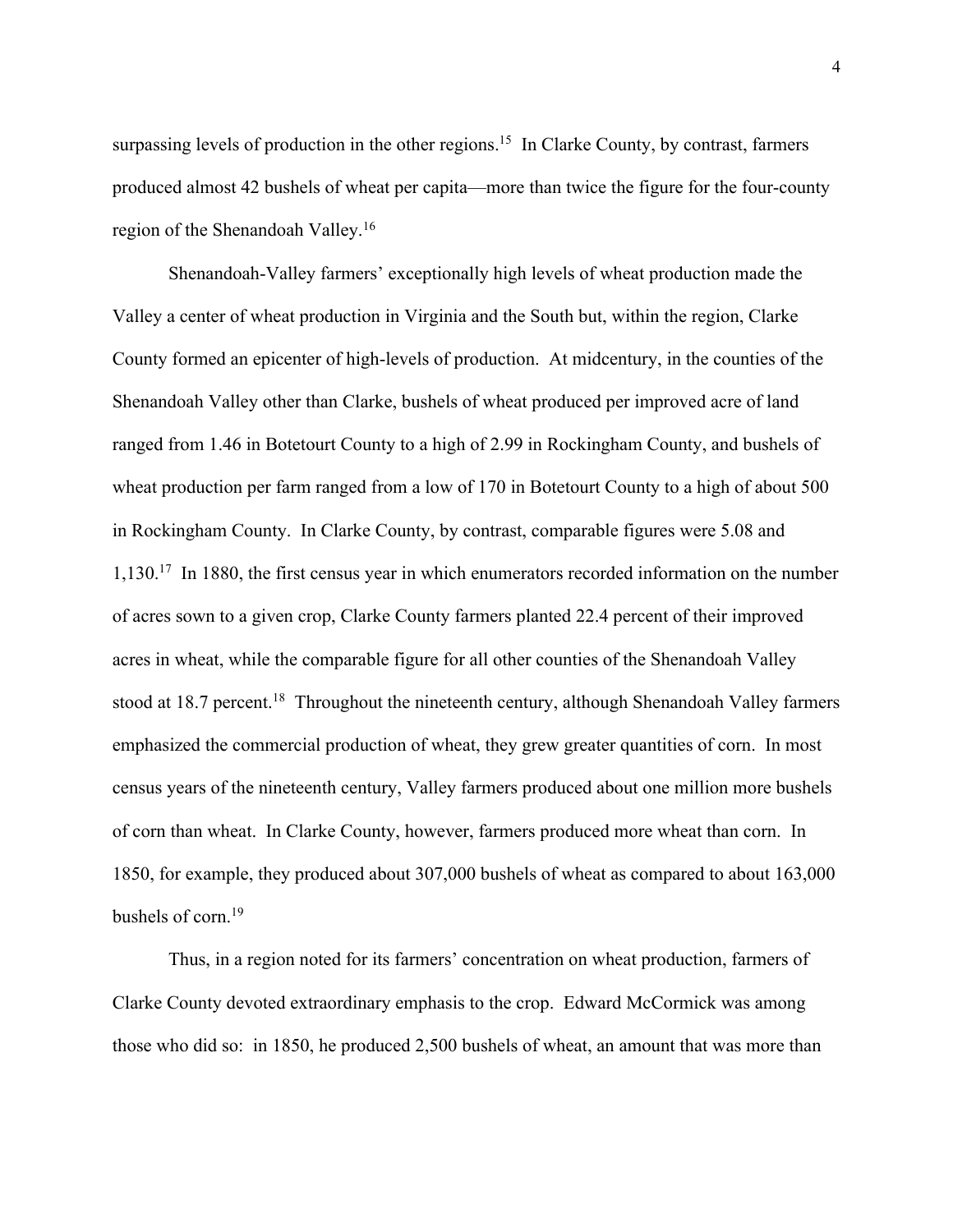surpassing levels of production in the other regions.[15] In Clarke County, by contrast, farmers produced almost 42 bushels of wheat per capita—more than twice the figure for the four-county region of the Shenandoah Valley.[16]

Shenandoah-Valley farmers' exceptionally high levels of wheat production made the Valley a center of wheat production in Virginia and the South but, within the region, Clarke County formed an epicenter of high-levels of production. At midcentury, in the counties of the Shenandoah Valley other than Clarke, bushels of wheat produced per improved acre of land ranged from 1.46 in Botetourt County to a high of 2.99 in Rockingham County, and bushels of wheat production per farm ranged from a low of 170 in Botetourt County to a high of about 500 in Rockingham County. In Clarke County, by contrast, comparable figures were 5.08 and 1,130.[17] In 1880, the first census year in which enumerators recorded information on the number of acres sown to a given crop, Clarke County farmers planted 22.4 percent of their improved acres in wheat, while the comparable figure for all other counties of the Shenandoah Valley stood at 18.7 percent.[18] Throughout the nineteenth century, although Shenandoah Valley farmers emphasized the commercial production of wheat, they grew greater quantities of corn. In most census years of the nineteenth century, Valley farmers produced about one million more bushels of corn than wheat. In Clarke County, however, farmers produced more wheat than corn. In 1850, for example, they produced about 307,000 bushels of wheat as compared to about 163,000 bushels of corn.[19]

Thus, in a region noted for its farmers' concentration on wheat production, farmers of Clarke County devoted extraordinary emphasis to the crop. Edward McCormick was among those who did so: in 1850, he produced 2,500 bushels of wheat, an amount that was more than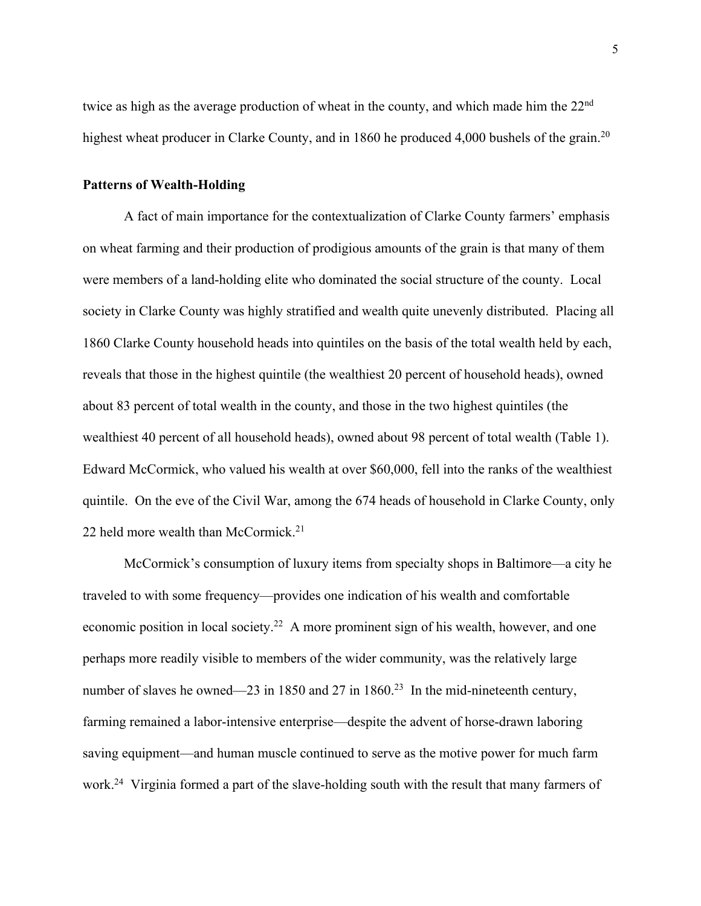twice as high as the average production of wheat in the county, and which made him the 22nd highest wheat producer in Clarke County, and in 1860 he produced 4,000 bushels of the grain.[20]

**Patterns of Wealth-Holding**

A fact of main importance for the contextualization of Clarke County farmers' emphasis on wheat farming and their production of prodigious amounts of the grain is that many of them were members of a land-holding elite who dominated the social structure of the county. Local society in Clarke County was highly stratified and wealth quite unevenly distributed. Placing all 1860 Clarke County household heads into quintiles on the basis of the total wealth held by each, reveals that those in the highest quintile (the wealthiest 20 percent of household heads), owned about 83 percent of total wealth in the county, and those in the two highest quintiles (the wealthiest 40 percent of all household heads), owned about 98 percent of total wealth (Table 1). Edward McCormick, who valued his wealth at over $60,000, fell into the ranks of the wealthiest quintile. On the eve of the Civil War, among the 674 heads of household in Clarke County, only 22 held more wealth than McCormick.[21]

McCormick's consumption of luxury items from specialty shops in Baltimore—a city he traveled to with some frequency—provides one indication of his wealth and comfortable economic position in local society.[22] A more prominent sign of his wealth, however, and one perhaps more readily visible to members of the wider community, was the relatively large number of slaves he owned—23 in 1850 and 27 in 1860.[23] In the mid-nineteenth century, farming remained a labor-intensive enterprise—despite the advent of horse-drawn laboring saving equipment—and human muscle continued to serve as the motive power for much farm work.[24] Virginia formed a part of the slave-holding south with the result that many farmers of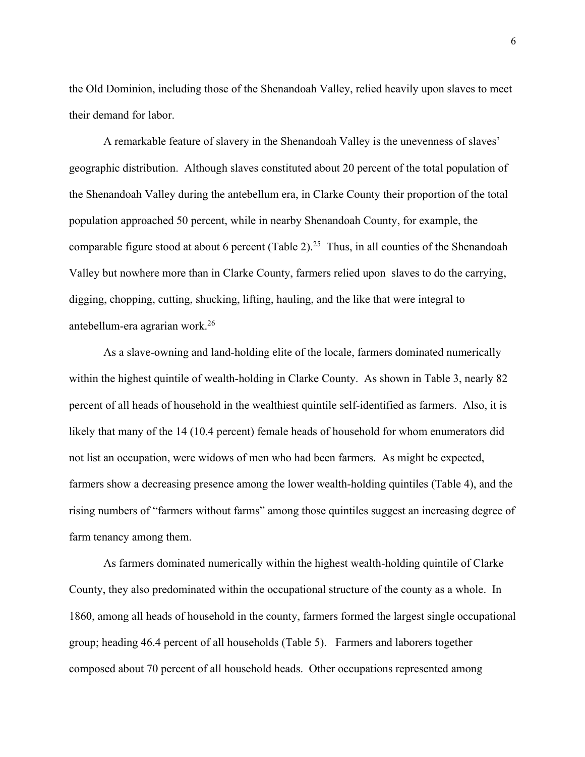the Old Dominion, including those of the Shenandoah Valley, relied heavily upon slaves to meet their demand for labor.

A remarkable feature of slavery in the Shenandoah Valley is the unevenness of slaves' geographic distribution. Although slaves constituted about 20 percent of the total population of the Shenandoah Valley during the antebellum era, in Clarke County their proportion of the total population approached 50 percent, while in nearby Shenandoah County, for example, the comparable figure stood at about 6 percent (Table 2).[25] Thus, in all counties of the Shenandoah Valley but nowhere more than in Clarke County, farmers relied upon slaves to do the carrying, digging, chopping, cutting, shucking, lifting, hauling, and the like that were integral to antebellum-era agrarian work.[26]

As a slave-owning and land-holding elite of the locale, farmers dominated numerically within the highest quintile of wealth-holding in Clarke County. As shown in Table 3, nearly 82 percent of all heads of household in the wealthiest quintile self-identified as farmers. Also, it is likely that many of the 14 (10.4 percent) female heads of household for whom enumerators did not list an occupation, were widows of men who had been farmers. As might be expected, farmers show a decreasing presence among the lower wealth-holding quintiles (Table 4), and the rising numbers of "farmers without farms" among those quintiles suggest an increasing degree of farm tenancy among them.

As farmers dominated numerically within the highest wealth-holding quintile of Clarke County, they also predominated within the occupational structure of the county as a whole. In 1860, among all heads of household in the county, farmers formed the largest single occupational group; heading 46.4 percent of all households (Table 5). Farmers and laborers together composed about 70 percent of all household heads. Other occupations represented among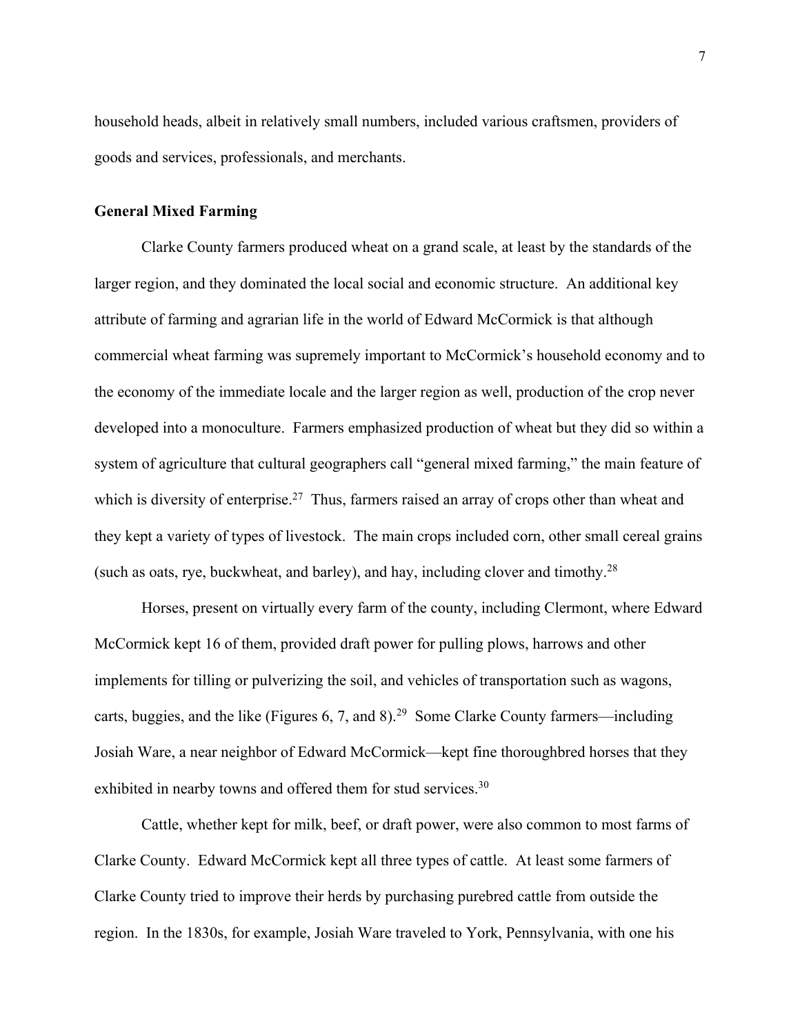household heads, albeit in relatively small numbers, included various craftsmen, providers of goods and services, professionals, and merchants.

## General Mixed Farming

Clarke County farmers produced wheat on a grand scale, at least by the standards of the larger region, and they dominated the local social and economic structure. An additional key attribute of farming and agrarian life in the world of Edward McCormick is that although commercial wheat farming was supremely important to McCormick's household economy and to the economy of the immediate locale and the larger region as well, production of the crop never developed into a monoculture. Farmers emphasized production of wheat but they did so within a system of agriculture that cultural geographers call "general mixed farming," the main feature of which is diversity of enterprise.[27] Thus, farmers raised an array of crops other than wheat and they kept a variety of types of livestock. The main crops included corn, other small cereal grains (such as oats, rye, buckwheat, and barley), and hay, including clover and timothy.[28]

Horses, present on virtually every farm of the county, including Clermont, where Edward McCormick kept 16 of them, provided draft power for pulling plows, harrows and other implements for tilling or pulverizing the soil, and vehicles of transportation such as wagons, carts, buggies, and the like (Figures 6, 7, and 8).[29] Some Clarke County farmers—including Josiah Ware, a near neighbor of Edward McCormick—kept fine thoroughbred horses that they exhibited in nearby towns and offered them for stud services.[30]

Cattle, whether kept for milk, beef, or draft power, were also common to most farms of Clarke County. Edward McCormick kept all three types of cattle. At least some farmers of Clarke County tried to improve their herds by purchasing purebred cattle from outside the region. In the 1830s, for example, Josiah Ware traveled to York, Pennsylvania, with one his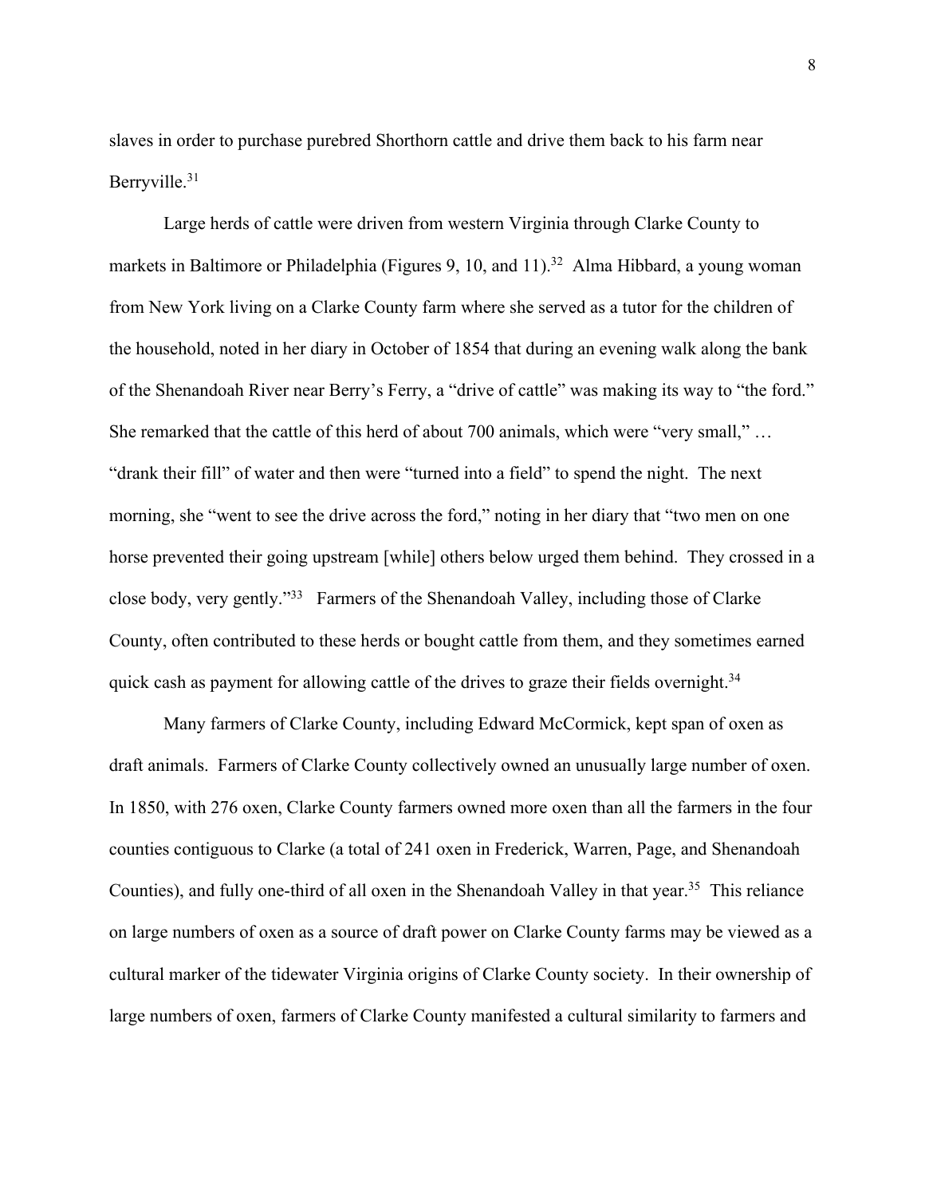slaves in order to purchase purebred Shorthorn cattle and drive them back to his farm near Berryville.[31]

Large herds of cattle were driven from western Virginia through Clarke County to markets in Baltimore or Philadelphia (Figures 9, 10, and 11).[32] Alma Hibbard, a young woman from New York living on a Clarke County farm where she served as a tutor for the children of the household, noted in her diary in October of 1854 that during an evening walk along the bank of the Shenandoah River near Berry's Ferry, a "drive of cattle" was making its way to "the ford." She remarked that the cattle of this herd of about 700 animals, which were "very small," … "drank their fill" of water and then were "turned into a field" to spend the night. The next morning, she "went to see the drive across the ford," noting in her diary that "two men on one horse prevented their going upstream [while] others below urged them behind. They crossed in a close body, very gently."[33] Farmers of the Shenandoah Valley, including those of Clarke County, often contributed to these herds or bought cattle from them, and they sometimes earned quick cash as payment for allowing cattle of the drives to graze their fields overnight.[34]

Many farmers of Clarke County, including Edward McCormick, kept span of oxen as draft animals. Farmers of Clarke County collectively owned an unusually large number of oxen. In 1850, with 276 oxen, Clarke County farmers owned more oxen than all the farmers in the four counties contiguous to Clarke (a total of 241 oxen in Frederick, Warren, Page, and Shenandoah Counties), and fully one-third of all oxen in the Shenandoah Valley in that year.[35] This reliance on large numbers of oxen as a source of draft power on Clarke County farms may be viewed as a cultural marker of the tidewater Virginia origins of Clarke County society. In their ownership of large numbers of oxen, farmers of Clarke County manifested a cultural similarity to farmers and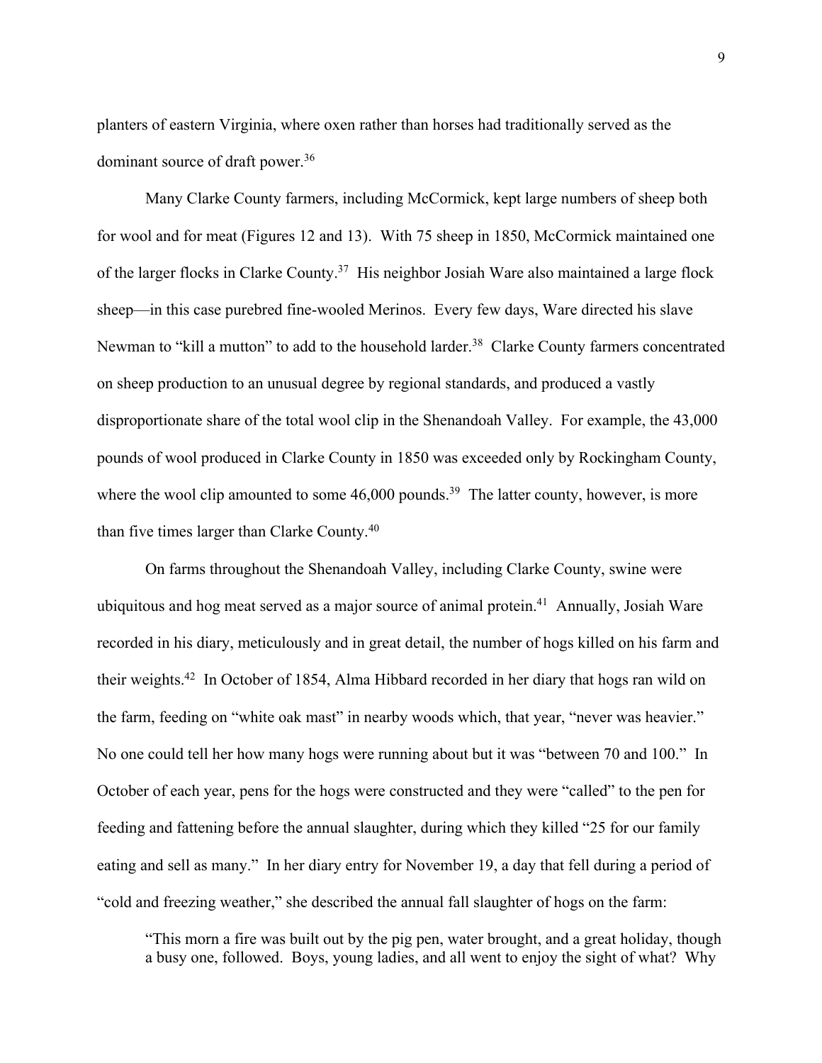planters of eastern Virginia, where oxen rather than horses had traditionally served as the dominant source of draft power.[36]

Many Clarke County farmers, including McCormick, kept large numbers of sheep both for wool and for meat (Figures 12 and 13). With 75 sheep in 1850, McCormick maintained one of the larger flocks in Clarke County.[37] His neighbor Josiah Ware also maintained a large flock sheep—in this case purebred fine-wooled Merinos. Every few days, Ware directed his slave Newman to "kill a mutton" to add to the household larder.[38] Clarke County farmers concentrated on sheep production to an unusual degree by regional standards, and produced a vastly disproportionate share of the total wool clip in the Shenandoah Valley. For example, the 43,000 pounds of wool produced in Clarke County in 1850 was exceeded only by Rockingham County, where the wool clip amounted to some 46,000 pounds.[39] The latter county, however, is more than five times larger than Clarke County.[40]

On farms throughout the Shenandoah Valley, including Clarke County, swine were ubiquitous and hog meat served as a major source of animal protein.[41] Annually, Josiah Ware recorded in his diary, meticulously and in great detail, the number of hogs killed on his farm and their weights.[42] In October of 1854, Alma Hibbard recorded in her diary that hogs ran wild on the farm, feeding on "white oak mast" in nearby woods which, that year, "never was heavier." No one could tell her how many hogs were running about but it was "between 70 and 100." In October of each year, pens for the hogs were constructed and they were "called" to the pen for feeding and fattening before the annual slaughter, during which they killed "25 for our family eating and sell as many." In her diary entry for November 19, a day that fell during a period of "cold and freezing weather," she described the annual fall slaughter of hogs on the farm:

> "This morn a fire was built out by the pig pen, water brought, and a great holiday, though a busy one, followed. Boys, young ladies, and all went to enjoy the sight of what? Why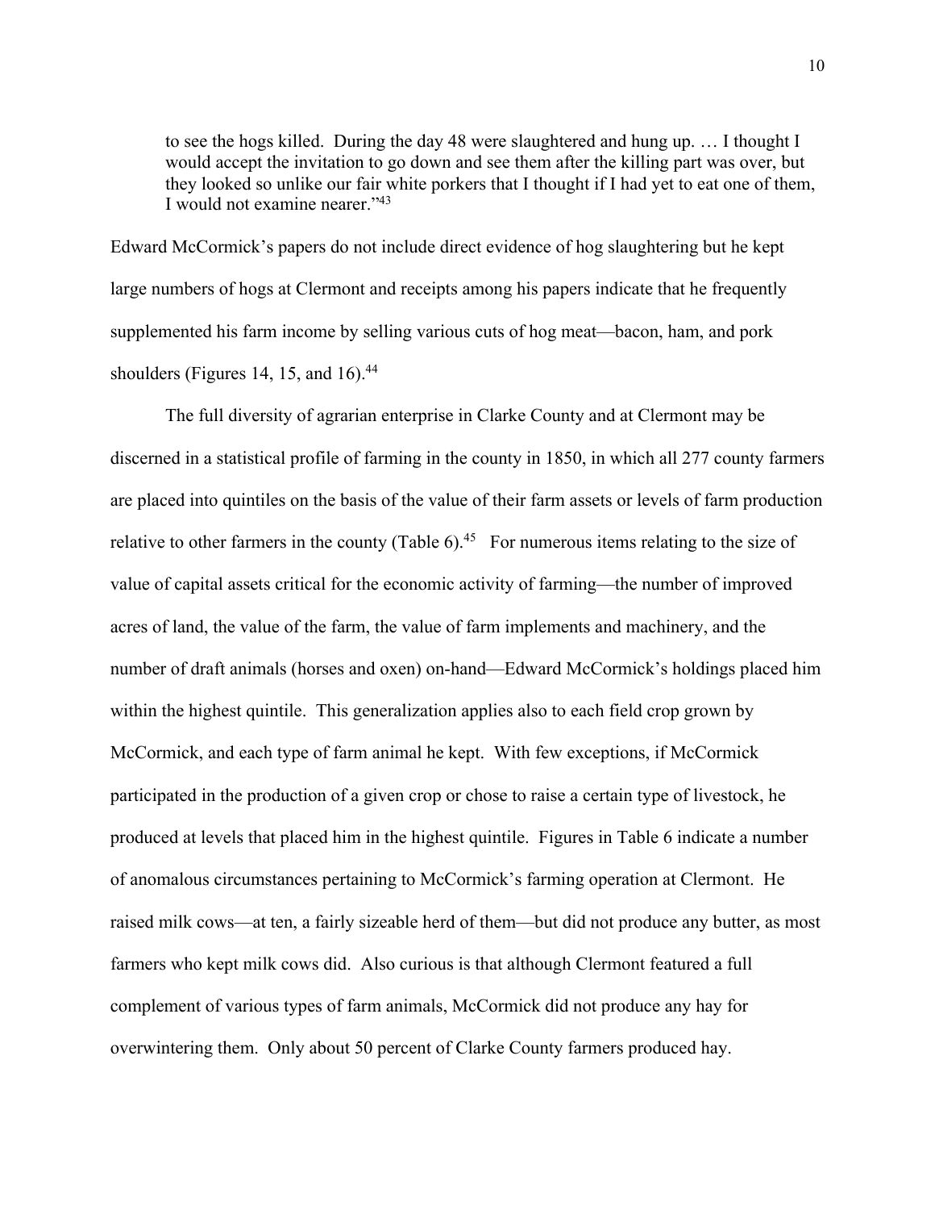> to see the hogs killed. During the day 48 were slaughtered and hung up. … I thought I would accept the invitation to go down and see them after the killing part was over, but they looked so unlike our fair white porkers that I thought if I had yet to eat one of them, I would not examine nearer."[43]

Edward McCormick's papers do not include direct evidence of hog slaughtering but he kept large numbers of hogs at Clermont and receipts among his papers indicate that he frequently supplemented his farm income by selling various cuts of hog meat—bacon, ham, and pork shoulders (Figures 14, 15, and 16).[44]

The full diversity of agrarian enterprise in Clarke County and at Clermont may be discerned in a statistical profile of farming in the county in 1850, in which all 277 county farmers are placed into quintiles on the basis of the value of their farm assets or levels of farm production relative to other farmers in the county (Table 6).[45] For numerous items relating to the size of value of capital assets critical for the economic activity of farming—the number of improved acres of land, the value of the farm, the value of farm implements and machinery, and the number of draft animals (horses and oxen) on-hand—Edward McCormick's holdings placed him within the highest quintile. This generalization applies also to each field crop grown by McCormick, and each type of farm animal he kept. With few exceptions, if McCormick participated in the production of a given crop or chose to raise a certain type of livestock, he produced at levels that placed him in the highest quintile. Figures in Table 6 indicate a number of anomalous circumstances pertaining to McCormick's farming operation at Clermont. He raised milk cows—at ten, a fairly sizeable herd of them—but did not produce any butter, as most farmers who kept milk cows did. Also curious is that although Clermont featured a full complement of various types of farm animals, McCormick did not produce any hay for overwintering them. Only about 50 percent of Clarke County farmers produced hay.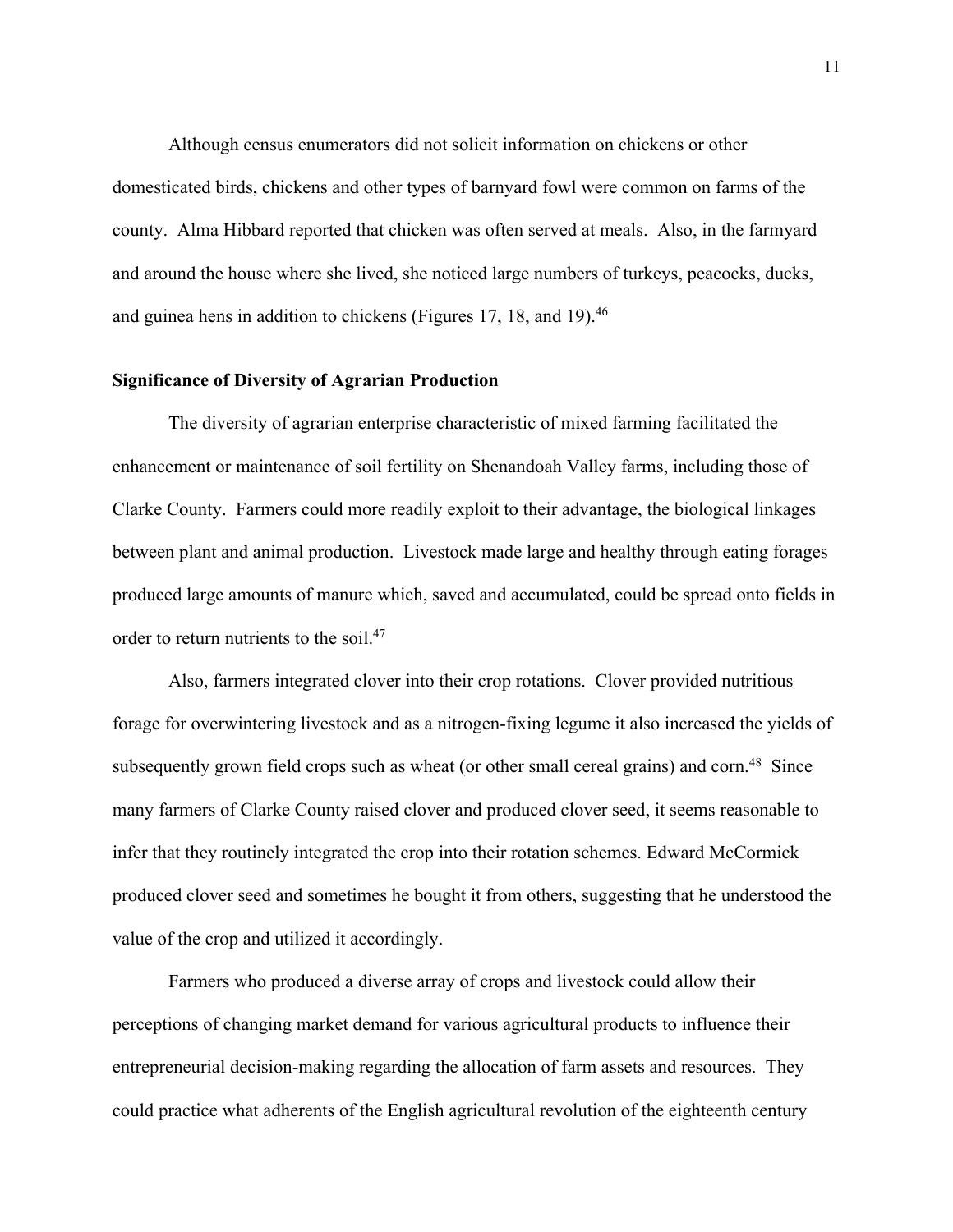Although census enumerators did not solicit information on chickens or other domesticated birds, chickens and other types of barnyard fowl were common on farms of the county. Alma Hibbard reported that chicken was often served at meals. Also, in the farmyard and around the house where she lived, she noticed large numbers of turkeys, peacocks, ducks, and guinea hens in addition to chickens (Figures 17, 18, and 19).[46]

### Significance of Diversity of Agrarian Production

The diversity of agrarian enterprise characteristic of mixed farming facilitated the enhancement or maintenance of soil fertility on Shenandoah Valley farms, including those of Clarke County. Farmers could more readily exploit to their advantage, the biological linkages between plant and animal production. Livestock made large and healthy through eating forages produced large amounts of manure which, saved and accumulated, could be spread onto fields in order to return nutrients to the soil.[47]

Also, farmers integrated clover into their crop rotations. Clover provided nutritious forage for overwintering livestock and as a nitrogen-fixing legume it also increased the yields of subsequently grown field crops such as wheat (or other small cereal grains) and corn.[48] Since many farmers of Clarke County raised clover and produced clover seed, it seems reasonable to infer that they routinely integrated the crop into their rotation schemes. Edward McCormick produced clover seed and sometimes he bought it from others, suggesting that he understood the value of the crop and utilized it accordingly.

Farmers who produced a diverse array of crops and livestock could allow their perceptions of changing market demand for various agricultural products to influence their entrepreneurial decision-making regarding the allocation of farm assets and resources. They could practice what adherents of the English agricultural revolution of the eighteenth century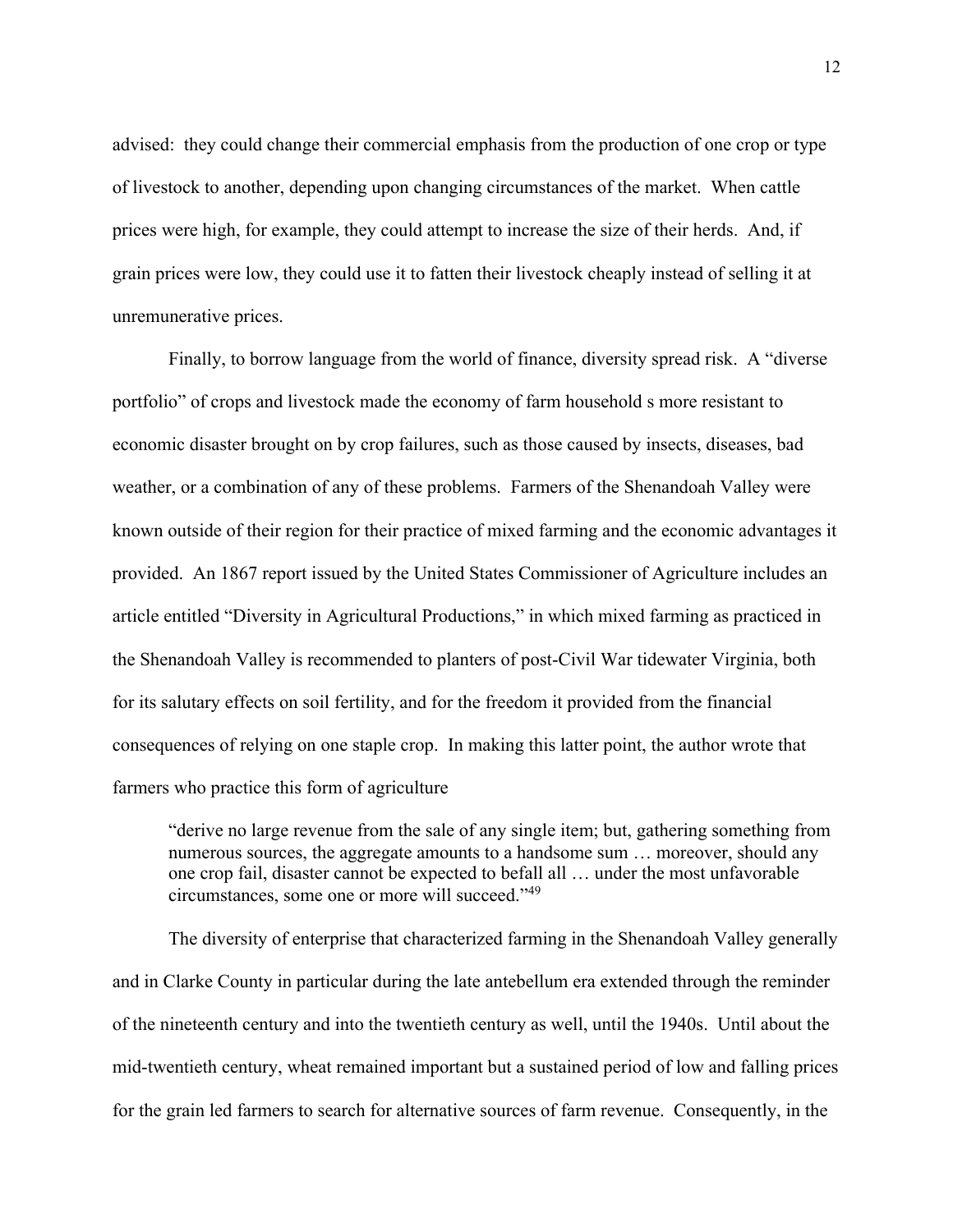advised: they could change their commercial emphasis from the production of one crop or type of livestock to another, depending upon changing circumstances of the market. When cattle prices were high, for example, they could attempt to increase the size of their herds. And, if grain prices were low, they could use it to fatten their livestock cheaply instead of selling it at unremunerative prices.

Finally, to borrow language from the world of finance, diversity spread risk. A "diverse portfolio" of crops and livestock made the economy of farm household s more resistant to economic disaster brought on by crop failures, such as those caused by insects, diseases, bad weather, or a combination of any of these problems. Farmers of the Shenandoah Valley were known outside of their region for their practice of mixed farming and the economic advantages it provided. An 1867 report issued by the United States Commissioner of Agriculture includes an article entitled "Diversity in Agricultural Productions," in which mixed farming as practiced in the Shenandoah Valley is recommended to planters of post-Civil War tidewater Virginia, both for its salutary effects on soil fertility, and for the freedom it provided from the financial consequences of relying on one staple crop. In making this latter point, the author wrote that farmers who practice this form of agriculture

> "derive no large revenue from the sale of any single item; but, gathering something from numerous sources, the aggregate amounts to a handsome sum … moreover, should any one crop fail, disaster cannot be expected to befall all … under the most unfavorable circumstances, some one or more will succeed."[49]

The diversity of enterprise that characterized farming in the Shenandoah Valley generally and in Clarke County in particular during the late antebellum era extended through the reminder of the nineteenth century and into the twentieth century as well, until the 1940s. Until about the mid-twentieth century, wheat remained important but a sustained period of low and falling prices for the grain led farmers to search for alternative sources of farm revenue. Consequently, in the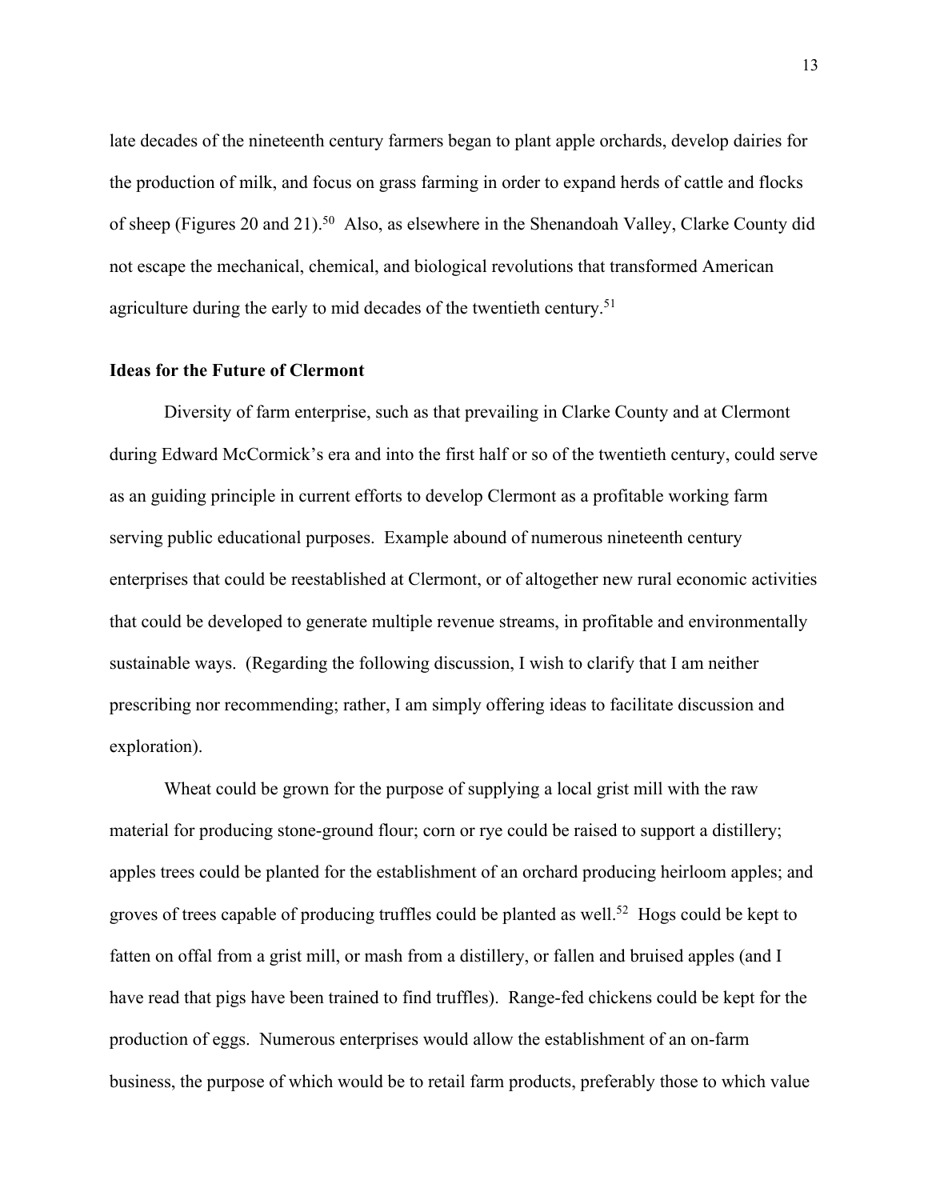late decades of the nineteenth century farmers began to plant apple orchards, develop dairies for the production of milk, and focus on grass farming in order to expand herds of cattle and flocks of sheep (Figures 20 and 21).[50] Also, as elsewhere in the Shenandoah Valley, Clarke County did not escape the mechanical, chemical, and biological revolutions that transformed American agriculture during the early to mid decades of the twentieth century.[51]

**Ideas for the Future of Clermont**

Diversity of farm enterprise, such as that prevailing in Clarke County and at Clermont during Edward McCormick's era and into the first half or so of the twentieth century, could serve as an guiding principle in current efforts to develop Clermont as a profitable working farm serving public educational purposes. Example abound of numerous nineteenth century enterprises that could be reestablished at Clermont, or of altogether new rural economic activities that could be developed to generate multiple revenue streams, in profitable and environmentally sustainable ways. (Regarding the following discussion, I wish to clarify that I am neither prescribing nor recommending; rather, I am simply offering ideas to facilitate discussion and exploration).

Wheat could be grown for the purpose of supplying a local grist mill with the raw material for producing stone-ground flour; corn or rye could be raised to support a distillery; apples trees could be planted for the establishment of an orchard producing heirloom apples; and groves of trees capable of producing truffles could be planted as well.[52] Hogs could be kept to fatten on offal from a grist mill, or mash from a distillery, or fallen and bruised apples (and I have read that pigs have been trained to find truffles). Range-fed chickens could be kept for the production of eggs. Numerous enterprises would allow the establishment of an on-farm business, the purpose of which would be to retail farm products, preferably those to which value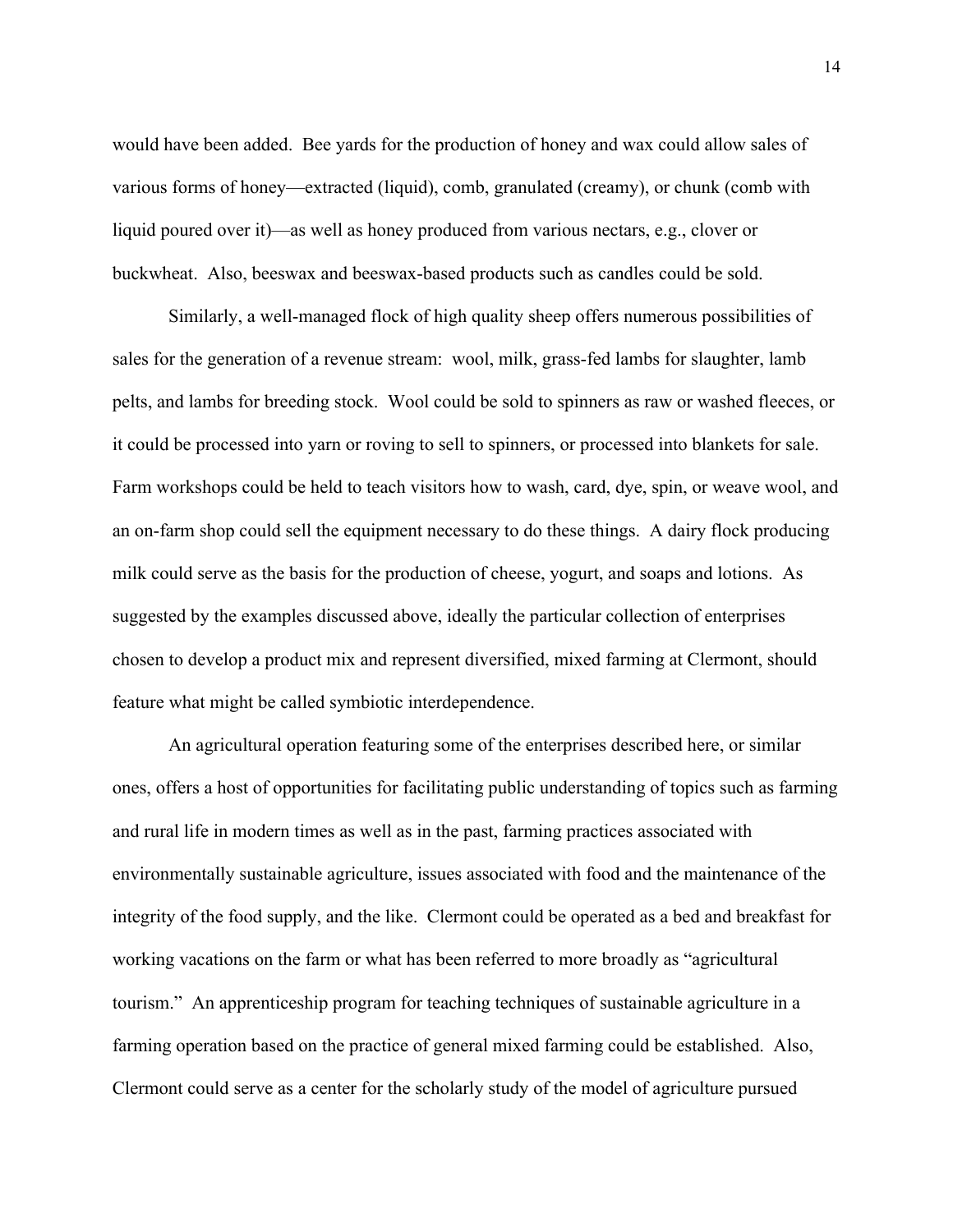would have been added. Bee yards for the production of honey and wax could allow sales of various forms of honey—extracted (liquid), comb, granulated (creamy), or chunk (comb with liquid poured over it)—as well as honey produced from various nectars, e.g., clover or buckwheat. Also, beeswax and beeswax-based products such as candles could be sold.

Similarly, a well-managed flock of high quality sheep offers numerous possibilities of sales for the generation of a revenue stream: wool, milk, grass-fed lambs for slaughter, lamb pelts, and lambs for breeding stock. Wool could be sold to spinners as raw or washed fleeces, or it could be processed into yarn or roving to sell to spinners, or processed into blankets for sale. Farm workshops could be held to teach visitors how to wash, card, dye, spin, or weave wool, and an on-farm shop could sell the equipment necessary to do these things. A dairy flock producing milk could serve as the basis for the production of cheese, yogurt, and soaps and lotions. As suggested by the examples discussed above, ideally the particular collection of enterprises chosen to develop a product mix and represent diversified, mixed farming at Clermont, should feature what might be called symbiotic interdependence.

An agricultural operation featuring some of the enterprises described here, or similar ones, offers a host of opportunities for facilitating public understanding of topics such as farming and rural life in modern times as well as in the past, farming practices associated with environmentally sustainable agriculture, issues associated with food and the maintenance of the integrity of the food supply, and the like. Clermont could be operated as a bed and breakfast for working vacations on the farm or what has been referred to more broadly as "agricultural tourism." An apprenticeship program for teaching techniques of sustainable agriculture in a farming operation based on the practice of general mixed farming could be established. Also, Clermont could serve as a center for the scholarly study of the model of agriculture pursued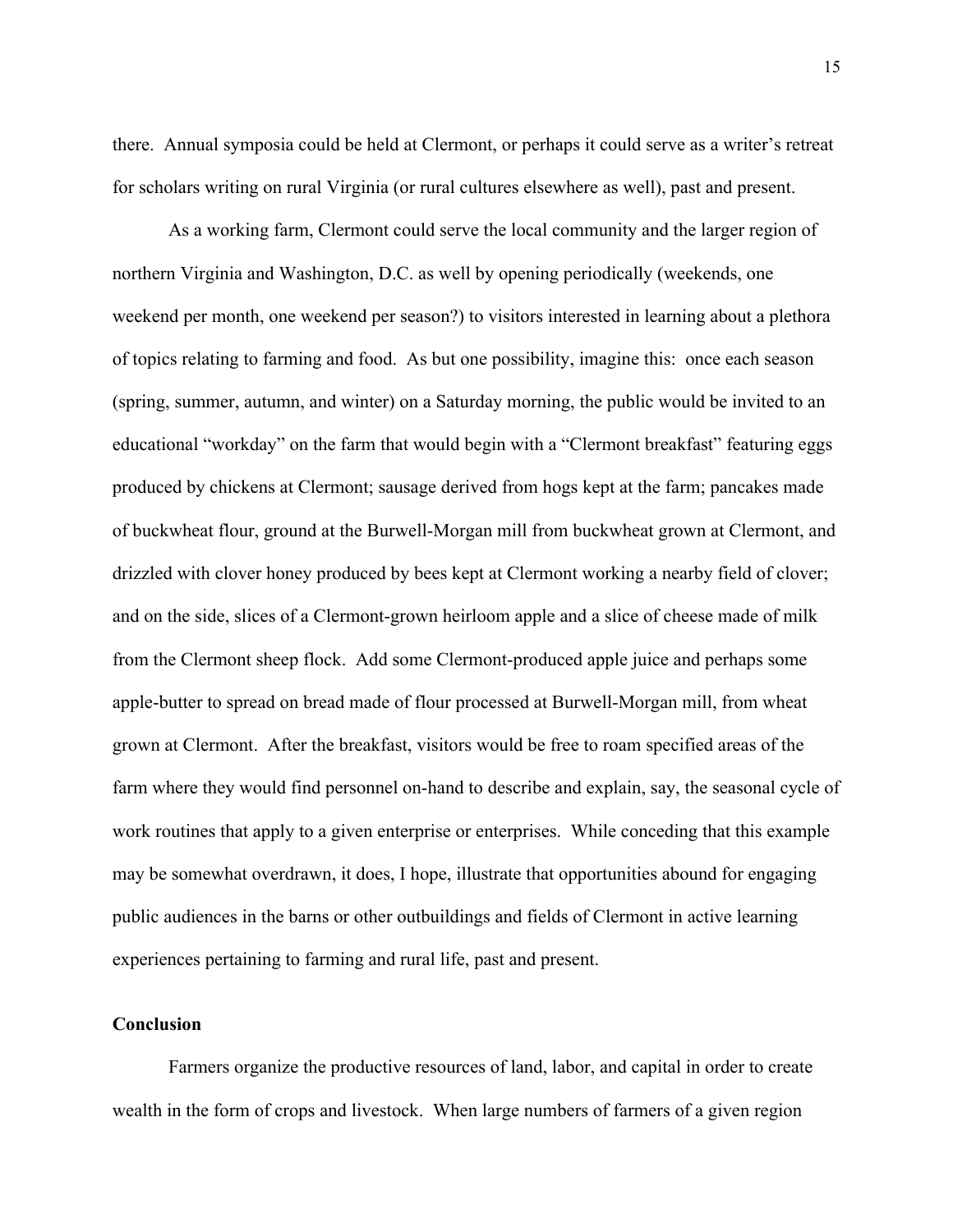there. Annual symposia could be held at Clermont, or perhaps it could serve as a writer's retreat for scholars writing on rural Virginia (or rural cultures elsewhere as well), past and present.

As a working farm, Clermont could serve the local community and the larger region of northern Virginia and Washington, D.C. as well by opening periodically (weekends, one weekend per month, one weekend per season?) to visitors interested in learning about a plethora of topics relating to farming and food. As but one possibility, imagine this: once each season (spring, summer, autumn, and winter) on a Saturday morning, the public would be invited to an educational "workday" on the farm that would begin with a "Clermont breakfast" featuring eggs produced by chickens at Clermont; sausage derived from hogs kept at the farm; pancakes made of buckwheat flour, ground at the Burwell-Morgan mill from buckwheat grown at Clermont, and drizzled with clover honey produced by bees kept at Clermont working a nearby field of clover; and on the side, slices of a Clermont-grown heirloom apple and a slice of cheese made of milk from the Clermont sheep flock. Add some Clermont-produced apple juice and perhaps some apple-butter to spread on bread made of flour processed at Burwell-Morgan mill, from wheat grown at Clermont. After the breakfast, visitors would be free to roam specified areas of the farm where they would find personnel on-hand to describe and explain, say, the seasonal cycle of work routines that apply to a given enterprise or enterprises. While conceding that this example may be somewhat overdrawn, it does, I hope, illustrate that opportunities abound for engaging public audiences in the barns or other outbuildings and fields of Clermont in active learning experiences pertaining to farming and rural life, past and present.

## Conclusion

Farmers organize the productive resources of land, labor, and capital in order to create wealth in the form of crops and livestock. When large numbers of farmers of a given region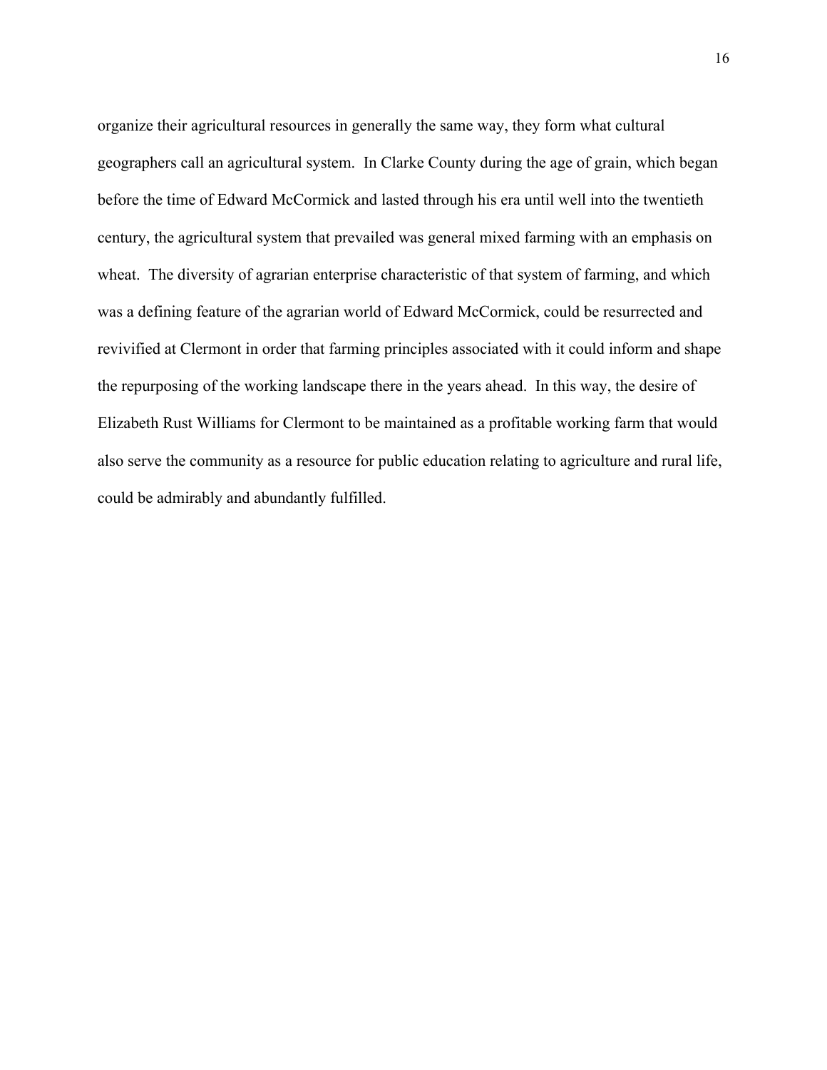organize their agricultural resources in generally the same way, they form what cultural geographers call an agricultural system. In Clarke County during the age of grain, which began before the time of Edward McCormick and lasted through his era until well into the twentieth century, the agricultural system that prevailed was general mixed farming with an emphasis on wheat. The diversity of agrarian enterprise characteristic of that system of farming, and which was a defining feature of the agrarian world of Edward McCormick, could be resurrected and revivified at Clermont in order that farming principles associated with it could inform and shape the repurposing of the working landscape there in the years ahead. In this way, the desire of Elizabeth Rust Williams for Clermont to be maintained as a profitable working farm that would also serve the community as a resource for public education relating to agriculture and rural life, could be admirably and abundantly fulfilled.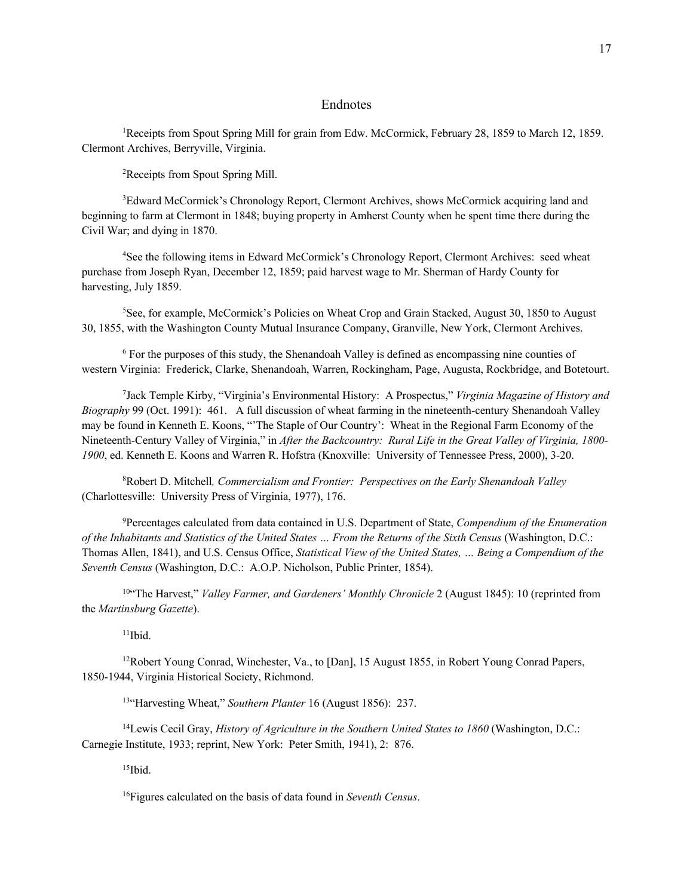## Endnotes

[1]Receipts from Spout Spring Mill for grain from Edw. McCormick, February 28, 1859 to March 12, 1859. Clermont Archives, Berryville, Virginia.

[2]Receipts from Spout Spring Mill.

[3]Edward McCormick's Chronology Report, Clermont Archives, shows McCormick acquiring land and beginning to farm at Clermont in 1848; buying property in Amherst County when he spent time there during the Civil War; and dying in 1870.

[4]See the following items in Edward McCormick's Chronology Report, Clermont Archives: seed wheat purchase from Joseph Ryan, December 12, 1859; paid harvest wage to Mr. Sherman of Hardy County for harvesting, July 1859.

[5]See, for example, McCormick's Policies on Wheat Crop and Grain Stacked, August 30, 1850 to August 30, 1855, with the Washington County Mutual Insurance Company, Granville, New York, Clermont Archives.

[6] For the purposes of this study, the Shenandoah Valley is defined as encompassing nine counties of western Virginia: Frederick, Clarke, Shenandoah, Warren, Rockingham, Page, Augusta, Rockbridge, and Botetourt.

[7]Jack Temple Kirby, "Virginia's Environmental History: A Prospectus," *Virginia Magazine of History and Biography* 99 (Oct. 1991): 461. A full discussion of wheat farming in the nineteenth-century Shenandoah Valley may be found in Kenneth E. Koons, "'The Staple of Our Country': Wheat in the Regional Farm Economy of the Nineteenth-Century Valley of Virginia," in *After the Backcountry: Rural Life in the Great Valley of Virginia, 1800-1900*, ed. Kenneth E. Koons and Warren R. Hofstra (Knoxville: University of Tennessee Press, 2000), 3-20.

[8]Robert D. Mitchell*, Commercialism and Frontier: Perspectives on the Early Shenandoah Valley* (Charlottesville: University Press of Virginia, 1977), 176.

[9]Percentages calculated from data contained in U.S. Department of State, *Compendium of the Enumeration of the Inhabitants and Statistics of the United States … From the Returns of the Sixth Census* (Washington, D.C.: Thomas Allen, 1841), and U.S. Census Office, *Statistical View of the United States, … Being a Compendium of the Seventh Census* (Washington, D.C.: A.O.P. Nicholson, Public Printer, 1854).

[10]"The Harvest," *Valley Farmer, and Gardeners' Monthly Chronicle* 2 (August 1845): 10 (reprinted from the *Martinsburg Gazette*).

[11]Ibid.

[12]Robert Young Conrad, Winchester, Va., to [Dan], 15 August 1855, in Robert Young Conrad Papers, 1850-1944, Virginia Historical Society, Richmond.

[13]"Harvesting Wheat," *Southern Planter* 16 (August 1856): 237.

[14]Lewis Cecil Gray, *History of Agriculture in the Southern United States to 1860* (Washington, D.C.: Carnegie Institute, 1933; reprint, New York: Peter Smith, 1941), 2: 876.

[15]Ibid.

[16]Figures calculated on the basis of data found in *Seventh Census*.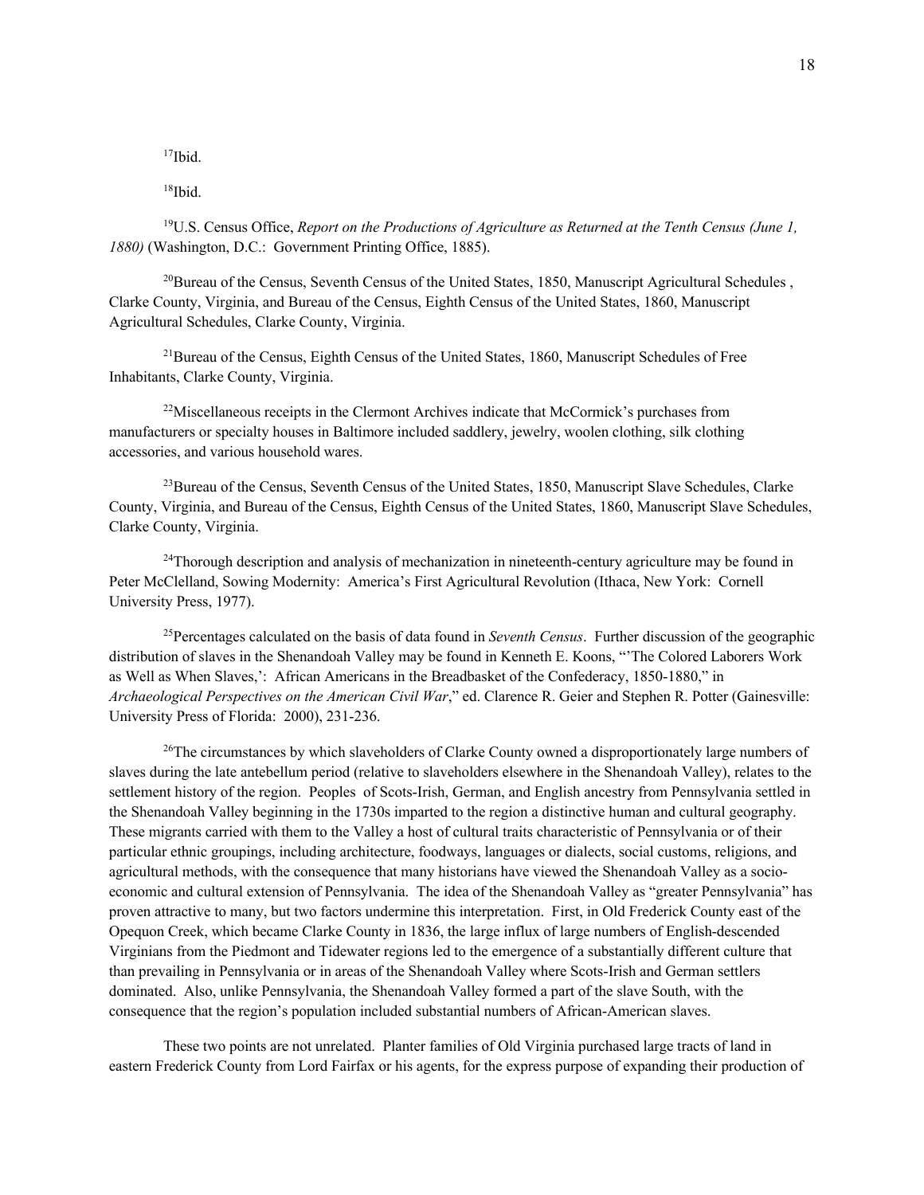[17]Ibid.

[18]Ibid.

[19]U.S. Census Office, *Report on the Productions of Agriculture as Returned at the Tenth Census (June 1, 1880)* (Washington, D.C.: Government Printing Office, 1885).

[20]Bureau of the Census, Seventh Census of the United States, 1850, Manuscript Agricultural Schedules , Clarke County, Virginia, and Bureau of the Census, Eighth Census of the United States, 1860, Manuscript Agricultural Schedules, Clarke County, Virginia.

[21]Bureau of the Census, Eighth Census of the United States, 1860, Manuscript Schedules of Free Inhabitants, Clarke County, Virginia.

[22]Miscellaneous receipts in the Clermont Archives indicate that McCormick's purchases from manufacturers or specialty houses in Baltimore included saddlery, jewelry, woolen clothing, silk clothing accessories, and various household wares.

[23]Bureau of the Census, Seventh Census of the United States, 1850, Manuscript Slave Schedules, Clarke County, Virginia, and Bureau of the Census, Eighth Census of the United States, 1860, Manuscript Slave Schedules, Clarke County, Virginia.

[24]Thorough description and analysis of mechanization in nineteenth-century agriculture may be found in Peter McClelland, Sowing Modernity: America's First Agricultural Revolution (Ithaca, New York: Cornell University Press, 1977).

[25]Percentages calculated on the basis of data found in *Seventh Census*. Further discussion of the geographic distribution of slaves in the Shenandoah Valley may be found in Kenneth E. Koons, "'The Colored Laborers Work as Well as When Slaves,': African Americans in the Breadbasket of the Confederacy, 1850-1880," in *Archaeological Perspectives on the American Civil War*," ed. Clarence R. Geier and Stephen R. Potter (Gainesville: University Press of Florida: 2000), 231-236.

[26]The circumstances by which slaveholders of Clarke County owned a disproportionately large numbers of slaves during the late antebellum period (relative to slaveholders elsewhere in the Shenandoah Valley), relates to the settlement history of the region. Peoples of Scots-Irish, German, and English ancestry from Pennsylvania settled in the Shenandoah Valley beginning in the 1730s imparted to the region a distinctive human and cultural geography. These migrants carried with them to the Valley a host of cultural traits characteristic of Pennsylvania or of their particular ethnic groupings, including architecture, foodways, languages or dialects, social customs, religions, and agricultural methods, with the consequence that many historians have viewed the Shenandoah Valley as a socio-economic and cultural extension of Pennsylvania. The idea of the Shenandoah Valley as "greater Pennsylvania" has proven attractive to many, but two factors undermine this interpretation. First, in Old Frederick County east of the Opequon Creek, which became Clarke County in 1836, the large influx of large numbers of English-descended Virginians from the Piedmont and Tidewater regions led to the emergence of a substantially different culture that than prevailing in Pennsylvania or in areas of the Shenandoah Valley where Scots-Irish and German settlers dominated. Also, unlike Pennsylvania, the Shenandoah Valley formed a part of the slave South, with the consequence that the region's population included substantial numbers of African-American slaves.

These two points are not unrelated. Planter families of Old Virginia purchased large tracts of land in eastern Frederick County from Lord Fairfax or his agents, for the express purpose of expanding their production of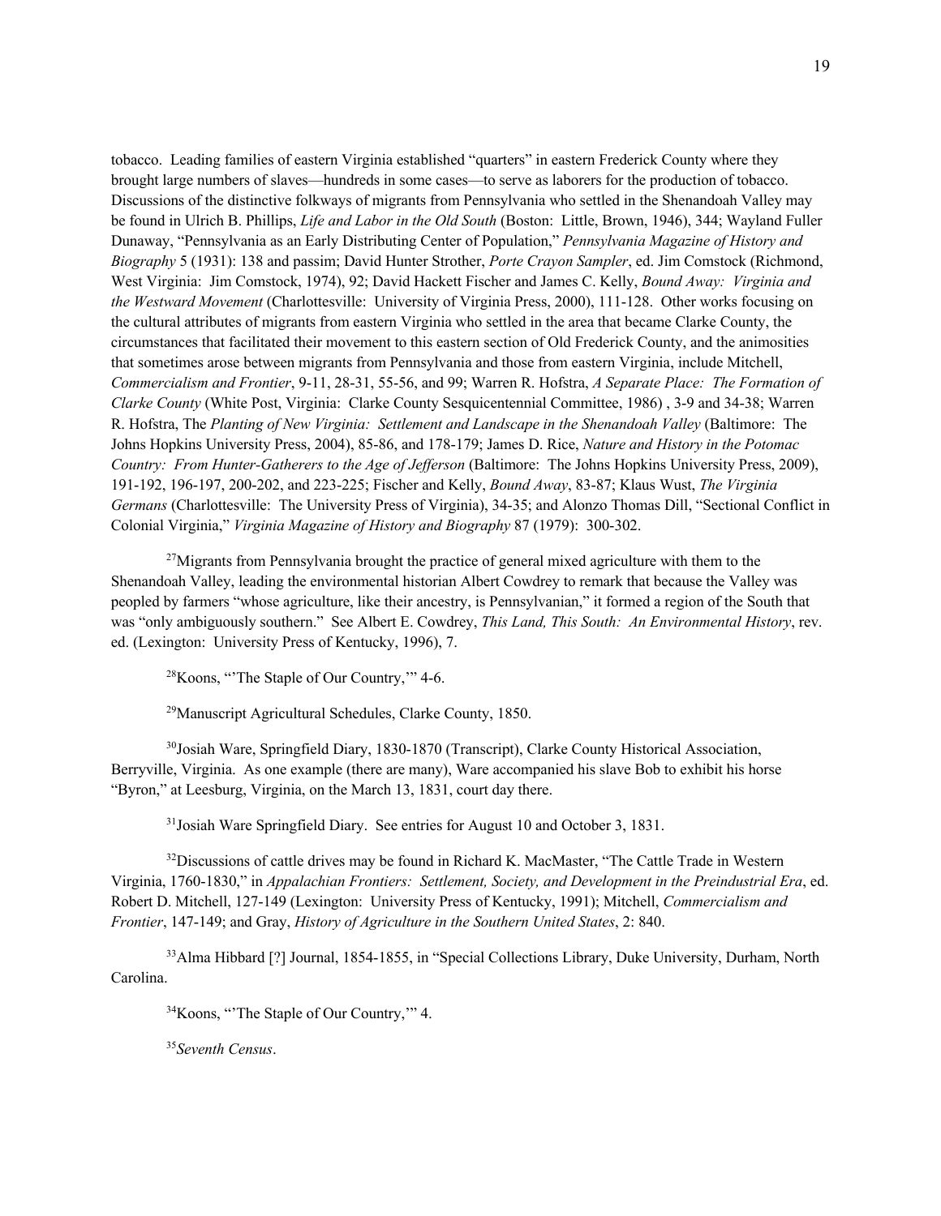tobacco. Leading families of eastern Virginia established "quarters" in eastern Frederick County where they brought large numbers of slaves—hundreds in some cases—to serve as laborers for the production of tobacco. Discussions of the distinctive folkways of migrants from Pennsylvania who settled in the Shenandoah Valley may be found in Ulrich B. Phillips, *Life and Labor in the Old South* (Boston: Little, Brown, 1946), 344; Wayland Fuller Dunaway, "Pennsylvania as an Early Distributing Center of Population," *Pennsylvania Magazine of History and Biography* 5 (1931): 138 and passim; David Hunter Strother, *Porte Crayon Sampler*, ed. Jim Comstock (Richmond, West Virginia: Jim Comstock, 1974), 92; David Hackett Fischer and James C. Kelly, *Bound Away: Virginia and the Westward Movement* (Charlottesville: University of Virginia Press, 2000), 111-128. Other works focusing on the cultural attributes of migrants from eastern Virginia who settled in the area that became Clarke County, the circumstances that facilitated their movement to this eastern section of Old Frederick County, and the animosities that sometimes arose between migrants from Pennsylvania and those from eastern Virginia, include Mitchell, *Commercialism and Frontier*, 9-11, 28-31, 55-56, and 99; Warren R. Hofstra, *A Separate Place: The Formation of Clarke County* (White Post, Virginia: Clarke County Sesquicentennial Committee, 1986) , 3-9 and 34-38; Warren R. Hofstra, The *Planting of New Virginia: Settlement and Landscape in the Shenandoah Valley* (Baltimore: The Johns Hopkins University Press, 2004), 85-86, and 178-179; James D. Rice, *Nature and History in the Potomac Country: From Hunter-Gatherers to the Age of Jefferson* (Baltimore: The Johns Hopkins University Press, 2009), 191-192, 196-197, 200-202, and 223-225; Fischer and Kelly, *Bound Away*, 83-87; Klaus Wust, *The Virginia Germans* (Charlottesville: The University Press of Virginia), 34-35; and Alonzo Thomas Dill, "Sectional Conflict in Colonial Virginia," *Virginia Magazine of History and Biography* 87 (1979): 300-302.

[27]Migrants from Pennsylvania brought the practice of general mixed agriculture with them to the Shenandoah Valley, leading the environmental historian Albert Cowdrey to remark that because the Valley was peopled by farmers "whose agriculture, like their ancestry, is Pennsylvanian," it formed a region of the South that was "only ambiguously southern." See Albert E. Cowdrey, *This Land, This South: An Environmental History*, rev. ed. (Lexington: University Press of Kentucky, 1996), 7.

[28]Koons, "'The Staple of Our Country,'" 4-6.

[29]Manuscript Agricultural Schedules, Clarke County, 1850.

[30]Josiah Ware, Springfield Diary, 1830-1870 (Transcript), Clarke County Historical Association, Berryville, Virginia. As one example (there are many), Ware accompanied his slave Bob to exhibit his horse "Byron," at Leesburg, Virginia, on the March 13, 1831, court day there.

[31]Josiah Ware Springfield Diary. See entries for August 10 and October 3, 1831.

[32]Discussions of cattle drives may be found in Richard K. MacMaster, "The Cattle Trade in Western Virginia, 1760-1830," in *Appalachian Frontiers: Settlement, Society, and Development in the Preindustrial Era*, ed. Robert D. Mitchell, 127-149 (Lexington: University Press of Kentucky, 1991); Mitchell, *Commercialism and Frontier*, 147-149; and Gray, *History of Agriculture in the Southern United States*, 2: 840.

[33]Alma Hibbard [?] Journal, 1854-1855, in "Special Collections Library, Duke University, Durham, North Carolina.

[34]Koons, "'The Staple of Our Country,'" 4.

[35]*Seventh Census*.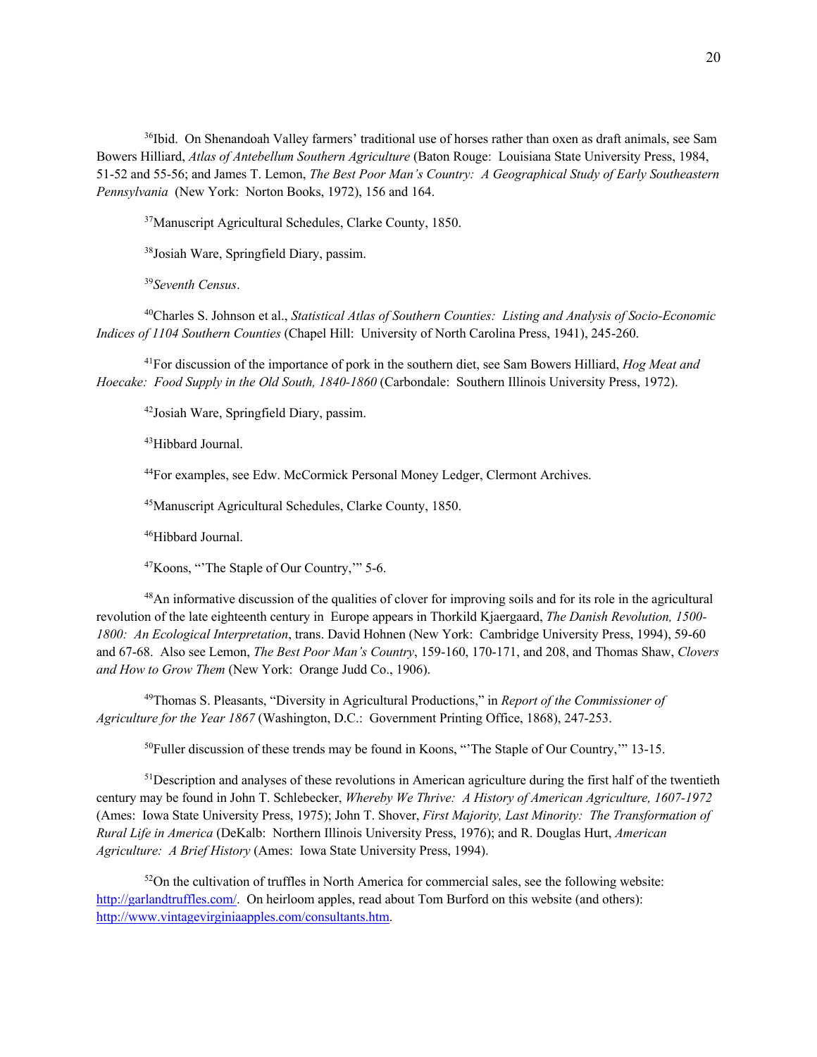[36]Ibid. On Shenandoah Valley farmers' traditional use of horses rather than oxen as draft animals, see Sam Bowers Hilliard, *Atlas of Antebellum Southern Agriculture* (Baton Rouge: Louisiana State University Press, 1984, 51-52 and 55-56; and James T. Lemon, *The Best Poor Man's Country: A Geographical Study of Early Southeastern Pennsylvania* (New York: Norton Books, 1972), 156 and 164.

[37]Manuscript Agricultural Schedules, Clarke County, 1850.

[38]Josiah Ware, Springfield Diary, passim.

[39]*Seventh Census*.

[40]Charles S. Johnson et al., *Statistical Atlas of Southern Counties: Listing and Analysis of Socio-Economic Indices of 1104 Southern Counties* (Chapel Hill: University of North Carolina Press, 1941), 245-260.

[41]For discussion of the importance of pork in the southern diet, see Sam Bowers Hilliard, *Hog Meat and Hoecake: Food Supply in the Old South, 1840-1860* (Carbondale: Southern Illinois University Press, 1972).

[42]Josiah Ware, Springfield Diary, passim.

[43]Hibbard Journal.

[44]For examples, see Edw. McCormick Personal Money Ledger, Clermont Archives.

[45]Manuscript Agricultural Schedules, Clarke County, 1850.

[46]Hibbard Journal.

[47]Koons, "'The Staple of Our Country,'" 5-6.

[48]An informative discussion of the qualities of clover for improving soils and for its role in the agricultural revolution of the late eighteenth century in Europe appears in Thorkild Kjaergaard, *The Danish Revolution, 1500-1800: An Ecological Interpretation*, trans. David Hohnen (New York: Cambridge University Press, 1994), 59-60 and 67-68. Also see Lemon, *The Best Poor Man's Country*, 159-160, 170-171, and 208, and Thomas Shaw, *Clovers and How to Grow Them* (New York: Orange Judd Co., 1906).

[49]Thomas S. Pleasants, "Diversity in Agricultural Productions," in *Report of the Commissioner of Agriculture for the Year 1867* (Washington, D.C.: Government Printing Office, 1868), 247-253.

[50]Fuller discussion of these trends may be found in Koons, "'The Staple of Our Country,'" 13-15.

[51]Description and analyses of these revolutions in American agriculture during the first half of the twentieth century may be found in John T. Schlebecker, *Whereby We Thrive: A History of American Agriculture, 1607-1972* (Ames: Iowa State University Press, 1975); John T. Shover, *First Majority, Last Minority: The Transformation of Rural Life in America* (DeKalb: Northern Illinois University Press, 1976); and R. Douglas Hurt, *American Agriculture: A Brief History* (Ames: Iowa State University Press, 1994).

[52]On the cultivation of truffles in North America for commercial sales, see the following website: http://garlandtruffles.com/. On heirloom apples, read about Tom Burford on this website (and others): http://www.vintagevirginiaapples.com/consultants.htm.